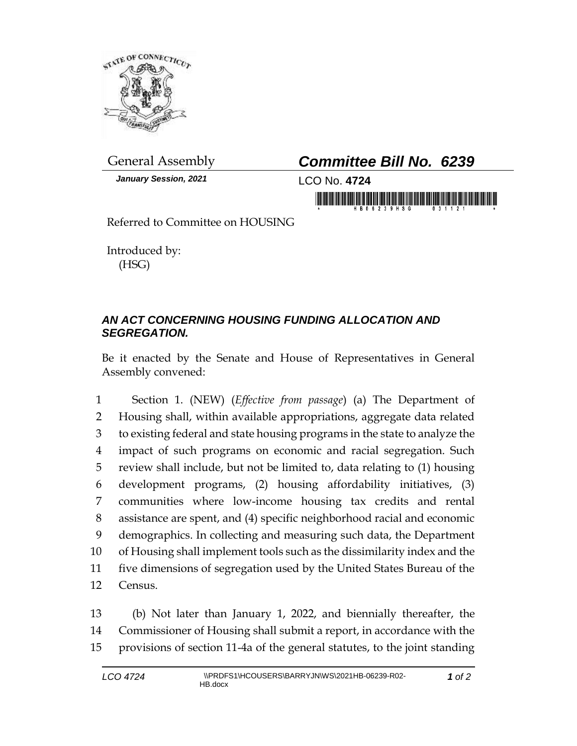General Assembly

***Committee Bill No. 6239***

***January Session, 2021***

LCO No. **4724**

Referred to Committee on HOUSING

Introduced by:
(HSG)

## *AN ACT CONCERNING HOUSING FUNDING ALLOCATION AND SEGREGATION.*

Be it enacted by the Senate and House of Representatives in General Assembly convened:

1 Section 1. (NEW) (*Effective from passage*) (a) The Department of
2 Housing shall, within available appropriations, aggregate data related
3 to existing federal and state housing programs in the state to analyze the
4 impact of such programs on economic and racial segregation. Such
5 review shall include, but not be limited to, data relating to (1) housing
6 development programs, (2) housing affordability initiatives, (3)
7 communities where low-income housing tax credits and rental
8 assistance are spent, and (4) specific neighborhood racial and economic
9 demographics. In collecting and measuring such data, the Department
10 of Housing shall implement tools such as the dissimilarity index and the
11 five dimensions of segregation used by the United States Bureau of the
12 Census.

13 (b) Not later than January 1, 2022, and biennially thereafter, the
14 Commissioner of Housing shall submit a report, in accordance with the
15 provisions of section 11-4a of the general statutes, to the joint standing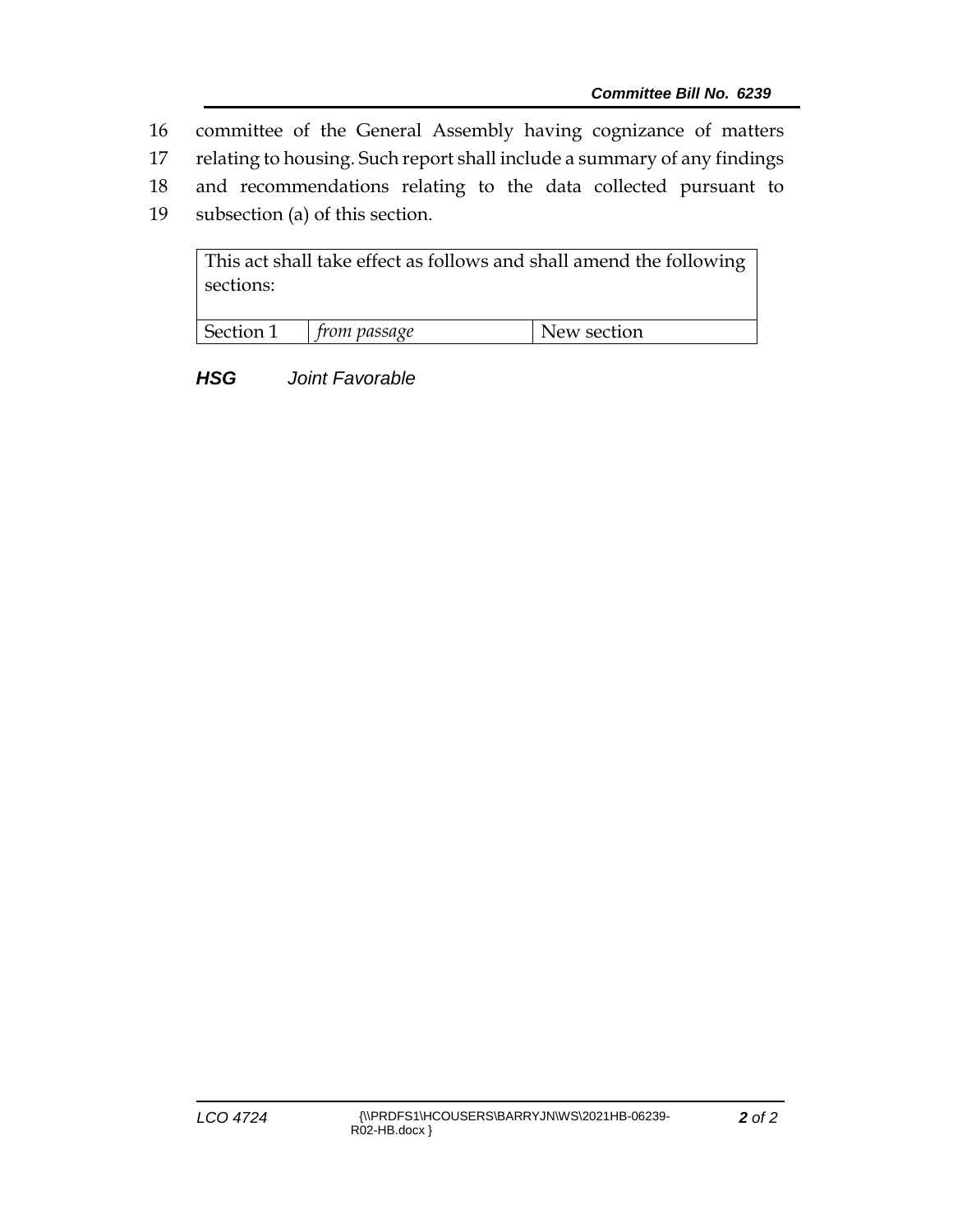16 committee of the General Assembly having cognizance of matters
17 relating to housing. Such report shall include a summary of any findings
18 and recommendations relating to the data collected pursuant to
19 subsection (a) of this section.

| This act shall take effect as follows and shall amend the following sections: | | |
|---|---|---|
| Section 1 | *from passage* | New section |

***HSG*** *Joint Favorable*